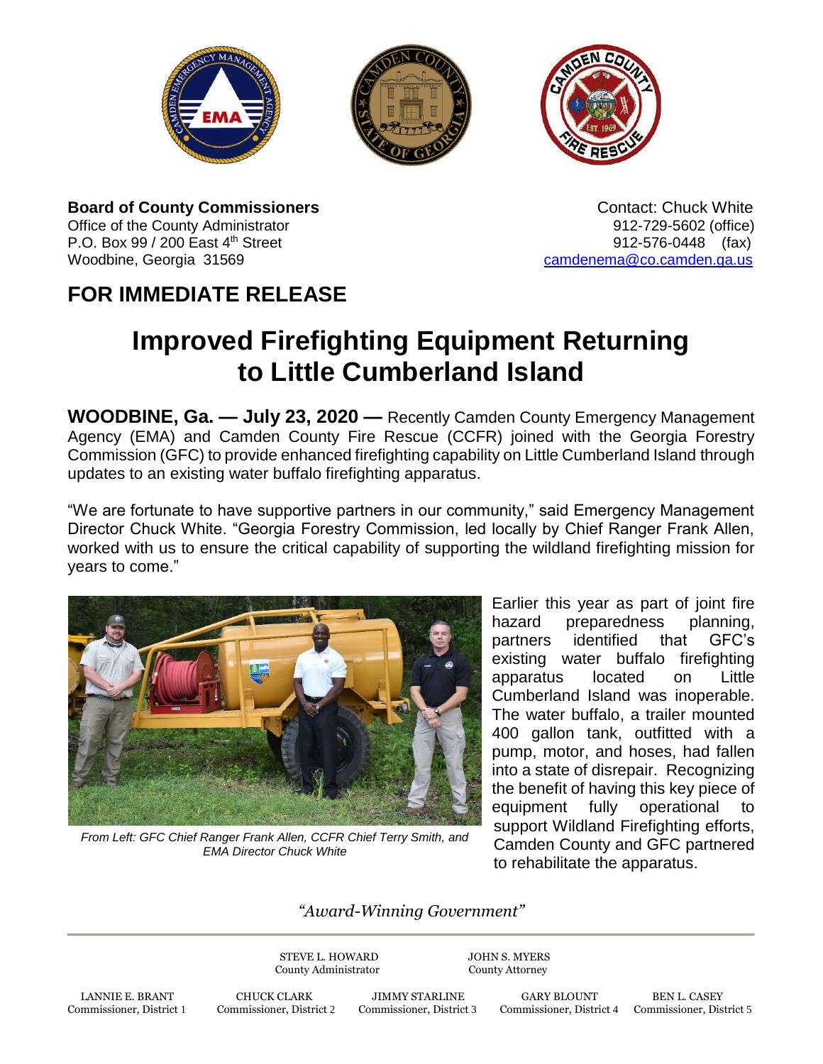**Board of County Commissioners**
Office of the County Administrator
P.O. Box 99 / 200 East 4th Street
Woodbine, Georgia 31569

Contact: Chuck White
912-729-5602 (office)
912-576-0448 (fax)
camdenema@co.camden.ga.us

## FOR IMMEDIATE RELEASE

# Improved Firefighting Equipment Returning to Little Cumberland Island

**WOODBINE, Ga. — July 23, 2020 —** Recently Camden County Emergency Management Agency (EMA) and Camden County Fire Rescue (CCFR) joined with the Georgia Forestry Commission (GFC) to provide enhanced firefighting capability on Little Cumberland Island through updates to an existing water buffalo firefighting apparatus.

"We are fortunate to have supportive partners in our community," said Emergency Management Director Chuck White. "Georgia Forestry Commission, led locally by Chief Ranger Frank Allen, worked with us to ensure the critical capability of supporting the wildland firefighting mission for years to come."

*From Left: GFC Chief Ranger Frank Allen, CCFR Chief Terry Smith, and EMA Director Chuck White*

Earlier this year as part of joint fire hazard preparedness planning, partners identified that GFC's existing water buffalo firefighting apparatus located on Little Cumberland Island was inoperable. The water buffalo, a trailer mounted 400 gallon tank, outfitted with a pump, motor, and hoses, had fallen into a state of disrepair. Recognizing the benefit of having this key piece of equipment fully operational to support Wildland Firefighting efforts, Camden County and GFC partnered to rehabilitate the apparatus.

*"Award-Winning Government"*

STEVE L. HOWARD, County Administrator
JOHN S. MYERS, County Attorney

LANNIE E. BRANT, Commissioner, District 1
CHUCK CLARK, Commissioner, District 2
JIMMY STARLINE, Commissioner, District 3
GARY BLOUNT, Commissioner, District 4
BEN L. CASEY, Commissioner, District 5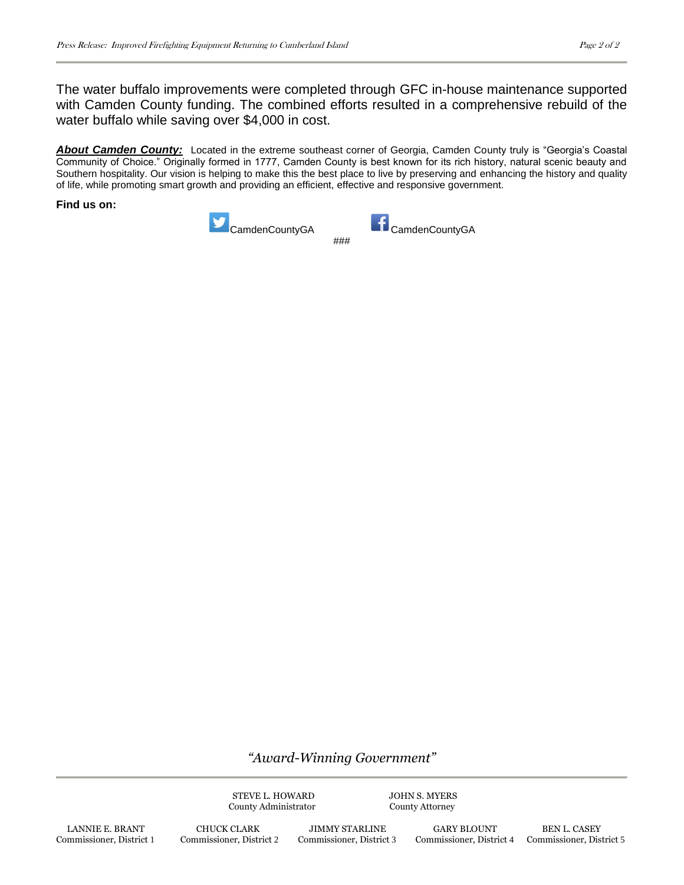The water buffalo improvements were completed through GFC in-house maintenance supported with Camden County funding. The combined efforts resulted in a comprehensive rebuild of the water buffalo while saving over $4,000 in cost.

***About Camden County:*** Located in the extreme southeast corner of Georgia, Camden County truly is "Georgia's Coastal Community of Choice." Originally formed in 1777, Camden County is best known for its rich history, natural scenic beauty and Southern hospitality. Our vision is helping to make this the best place to live by preserving and enhancing the history and quality of life, while promoting smart growth and providing an efficient, effective and responsive government.

**Find us on:**

CamdenCountyGA CamdenCountyGA

###

*"Award-Winning Government"*

STEVE L. HOWARD
County Administrator

JOHN S. MYERS
County Attorney

LANNIE E. BRANT
Commissioner, District 1

CHUCK CLARK
Commissioner, District 2

JIMMY STARLINE
Commissioner, District 3

GARY BLOUNT
Commissioner, District 4

BEN L. CASEY
Commissioner, District 5